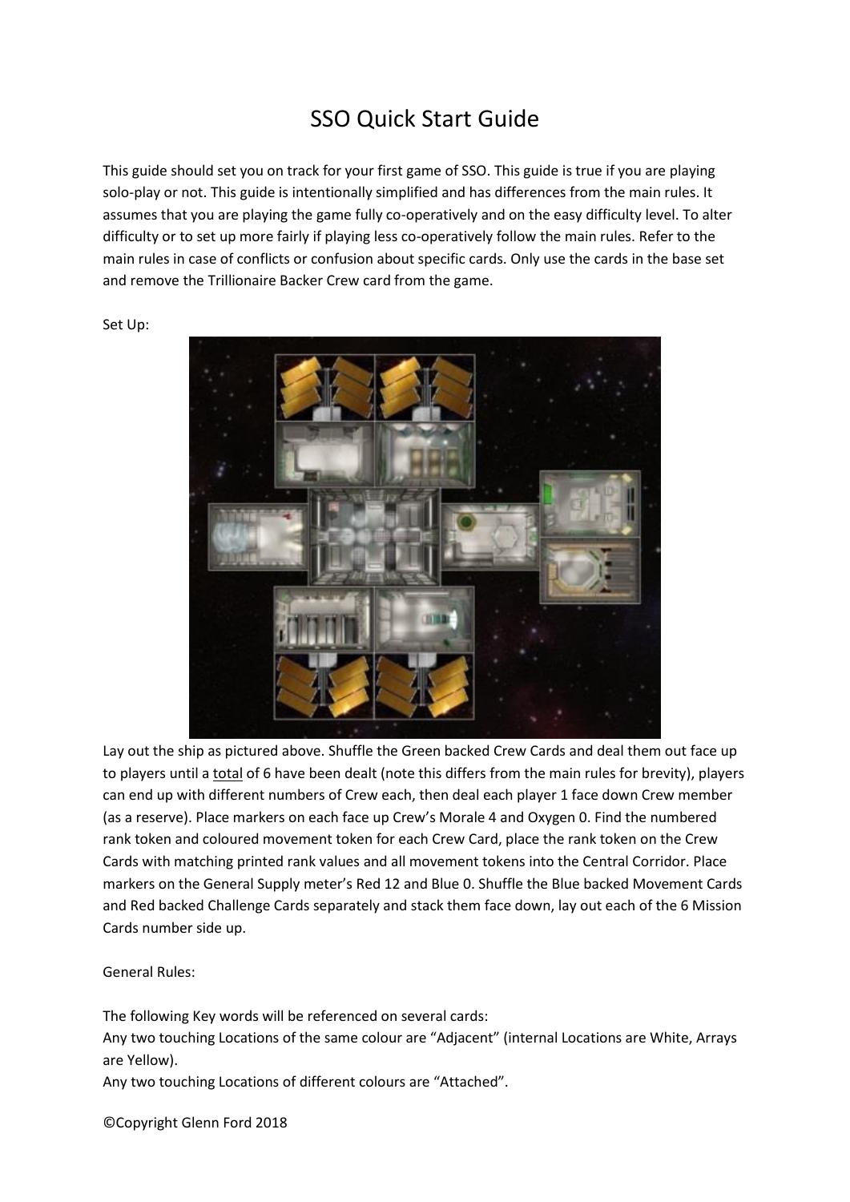# SSO Quick Start Guide

This guide should set you on track for your first game of SSO. This guide is true if you are playing solo-play or not. This guide is intentionally simplified and has differences from the main rules. It assumes that you are playing the game fully co-operatively and on the easy difficulty level. To alter difficulty or to set up more fairly if playing less co-operatively follow the main rules. Refer to the main rules in case of conflicts or confusion about specific cards. Only use the cards in the base set and remove the Trillionaire Backer Crew card from the game.

Set Up:

Lay out the ship as pictured above. Shuffle the Green backed Crew Cards and deal them out face up to players until a <u>total</u> of 6 have been dealt (note this differs from the main rules for brevity), players can end up with different numbers of Crew each, then deal each player 1 face down Crew member (as a reserve). Place markers on each face up Crew's Morale 4 and Oxygen 0. Find the numbered rank token and coloured movement token for each Crew Card, place the rank token on the Crew Cards with matching printed rank values and all movement tokens into the Central Corridor. Place markers on the General Supply meter's Red 12 and Blue 0. Shuffle the Blue backed Movement Cards and Red backed Challenge Cards separately and stack them face down, lay out each of the 6 Mission Cards number side up.

General Rules:

The following Key words will be referenced on several cards:

Any two touching Locations of the same colour are "Adjacent" (internal Locations are White, Arrays are Yellow).

Any two touching Locations of different colours are "Attached".

©Copyright Glenn Ford 2018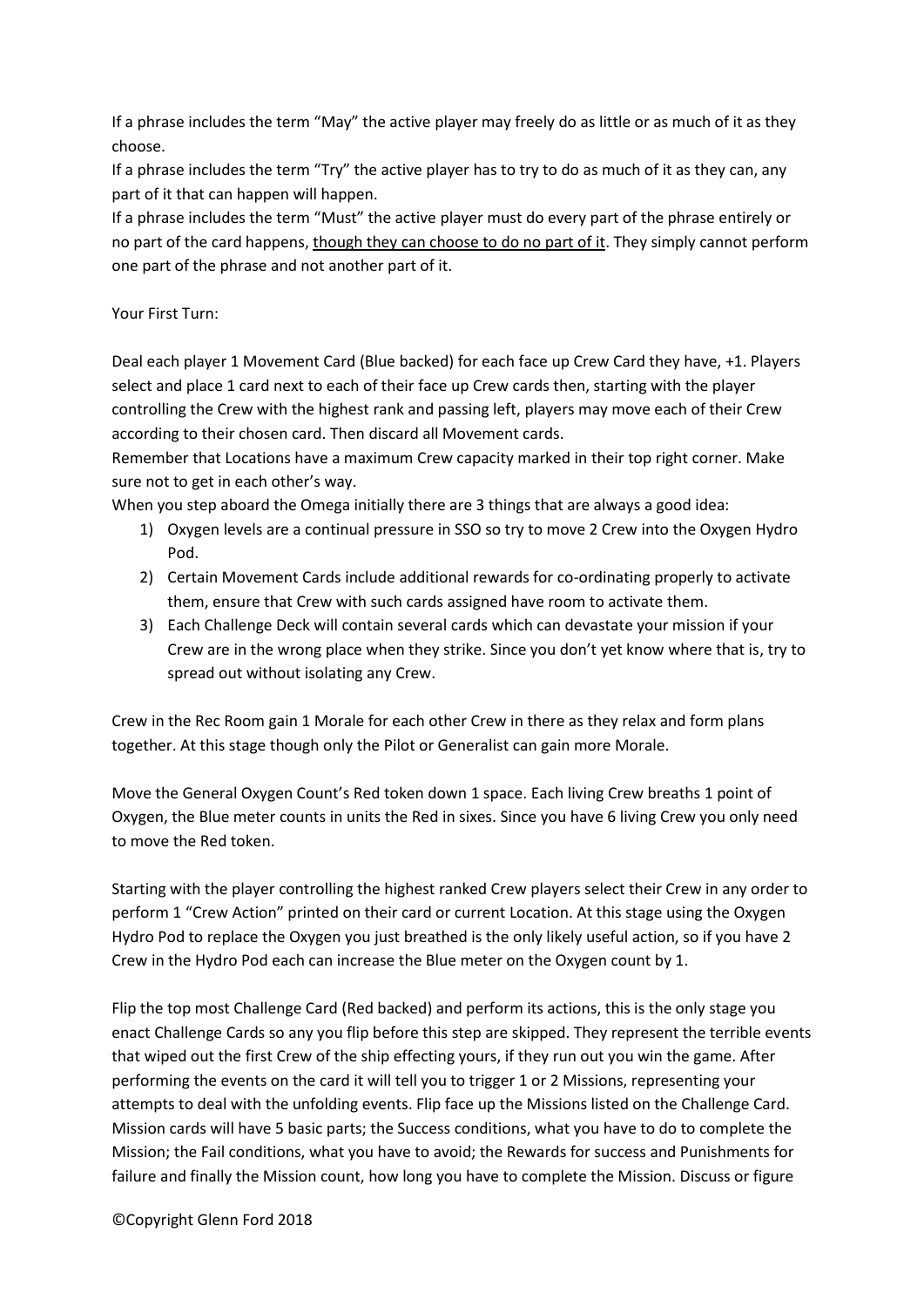If a phrase includes the term "May" the active player may freely do as little or as much of it as they choose.
If a phrase includes the term "Try" the active player has to try to do as much of it as they can, any part of it that can happen will happen.
If a phrase includes the term "Must" the active player must do every part of the phrase entirely or no part of the card happens, <u>though they can choose to do no part of it</u>. They simply cannot perform one part of the phrase and not another part of it.

Your First Turn:

Deal each player 1 Movement Card (Blue backed) for each face up Crew Card they have, +1. Players select and place 1 card next to each of their face up Crew cards then, starting with the player controlling the Crew with the highest rank and passing left, players may move each of their Crew according to their chosen card. Then discard all Movement cards.
Remember that Locations have a maximum Crew capacity marked in their top right corner. Make sure not to get in each other's way.
When you step aboard the Omega initially there are 3 things that are always a good idea:

1) Oxygen levels are a continual pressure in SSO so try to move 2 Crew into the Oxygen Hydro Pod.
2) Certain Movement Cards include additional rewards for co-ordinating properly to activate them, ensure that Crew with such cards assigned have room to activate them.
3) Each Challenge Deck will contain several cards which can devastate your mission if your Crew are in the wrong place when they strike. Since you don't yet know where that is, try to spread out without isolating any Crew.

Crew in the Rec Room gain 1 Morale for each other Crew in there as they relax and form plans together. At this stage though only the Pilot or Generalist can gain more Morale.

Move the General Oxygen Count's Red token down 1 space. Each living Crew breaths 1 point of Oxygen, the Blue meter counts in units the Red in sixes. Since you have 6 living Crew you only need to move the Red token.

Starting with the player controlling the highest ranked Crew players select their Crew in any order to perform 1 "Crew Action" printed on their card or current Location. At this stage using the Oxygen Hydro Pod to replace the Oxygen you just breathed is the only likely useful action, so if you have 2 Crew in the Hydro Pod each can increase the Blue meter on the Oxygen count by 1.

Flip the top most Challenge Card (Red backed) and perform its actions, this is the only stage you enact Challenge Cards so any you flip before this step are skipped. They represent the terrible events that wiped out the first Crew of the ship effecting yours, if they run out you win the game. After performing the events on the card it will tell you to trigger 1 or 2 Missions, representing your attempts to deal with the unfolding events. Flip face up the Missions listed on the Challenge Card. Mission cards will have 5 basic parts; the Success conditions, what you have to do to complete the Mission; the Fail conditions, what you have to avoid; the Rewards for success and Punishments for failure and finally the Mission count, how long you have to complete the Mission. Discuss or figure

©Copyright Glenn Ford 2018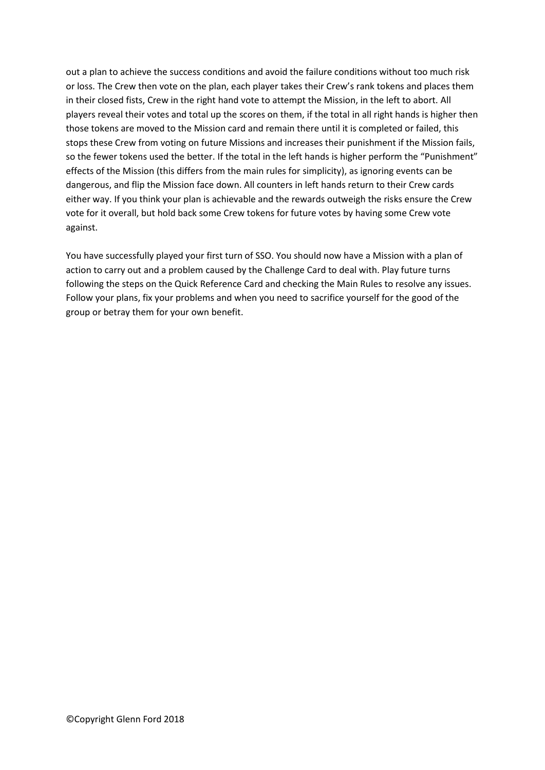out a plan to achieve the success conditions and avoid the failure conditions without too much risk or loss. The Crew then vote on the plan, each player takes their Crew's rank tokens and places them in their closed fists, Crew in the right hand vote to attempt the Mission, in the left to abort. All players reveal their votes and total up the scores on them, if the total in all right hands is higher then those tokens are moved to the Mission card and remain there until it is completed or failed, this stops these Crew from voting on future Missions and increases their punishment if the Mission fails, so the fewer tokens used the better. If the total in the left hands is higher perform the "Punishment" effects of the Mission (this differs from the main rules for simplicity), as ignoring events can be dangerous, and flip the Mission face down. All counters in left hands return to their Crew cards either way. If you think your plan is achievable and the rewards outweigh the risks ensure the Crew vote for it overall, but hold back some Crew tokens for future votes by having some Crew vote against.

You have successfully played your first turn of SSO. You should now have a Mission with a plan of action to carry out and a problem caused by the Challenge Card to deal with. Play future turns following the steps on the Quick Reference Card and checking the Main Rules to resolve any issues. Follow your plans, fix your problems and when you need to sacrifice yourself for the good of the group or betray them for your own benefit.

©Copyright Glenn Ford 2018